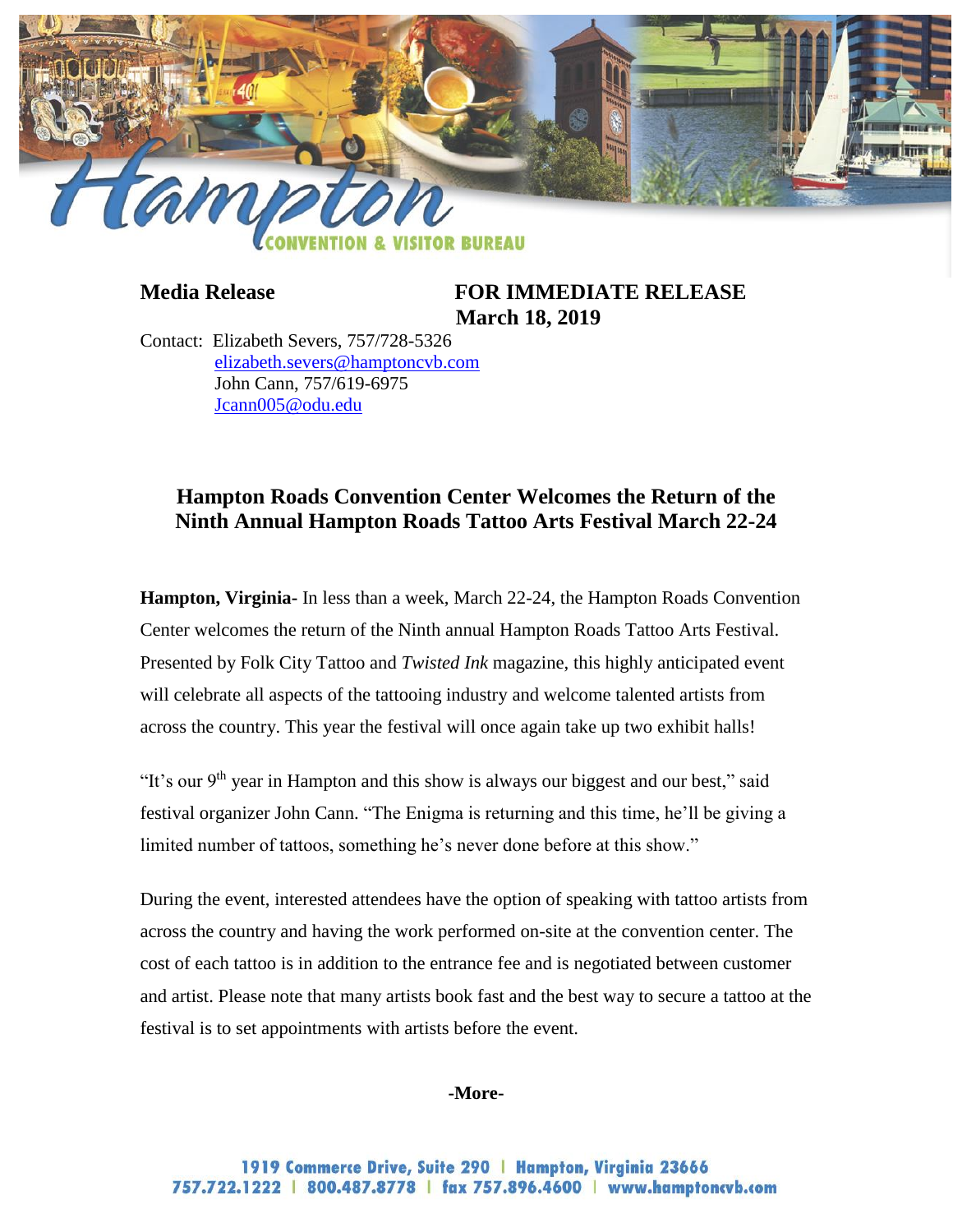Hampton

CONVENTION & VISITOR BUREAU

**Media Release** **FOR IMMEDIATE RELEASE**
**March 18, 2019**

Contact: Elizabeth Severs, 757/728-5326
elizabeth.severs@hamptoncvb.com
John Cann, 757/619-6975
Jcann005@odu.edu

## Hampton Roads Convention Center Welcomes the Return of the Ninth Annual Hampton Roads Tattoo Arts Festival March 22-24

**Hampton, Virginia**- In less than a week, March 22-24, the Hampton Roads Convention Center welcomes the return of the Ninth annual Hampton Roads Tattoo Arts Festival. Presented by Folk City Tattoo and *Twisted Ink* magazine, this highly anticipated event will celebrate all aspects of the tattooing industry and welcome talented artists from across the country. This year the festival will once again take up two exhibit halls!

"It's our 9th year in Hampton and this show is always our biggest and our best," said festival organizer John Cann. "The Enigma is returning and this time, he'll be giving a limited number of tattoos, something he's never done before at this show."

During the event, interested attendees have the option of speaking with tattoo artists from across the country and having the work performed on-site at the convention center. The cost of each tattoo is in addition to the entrance fee and is negotiated between customer and artist. Please note that many artists book fast and the best way to secure a tattoo at the festival is to set appointments with artists before the event.

**-More-**

1919 Commerce Drive, Suite 290 | Hampton, Virginia 23666
757.722.1222 | 800.487.8778 | fax 757.896.4600 | www.hamptoncvb.com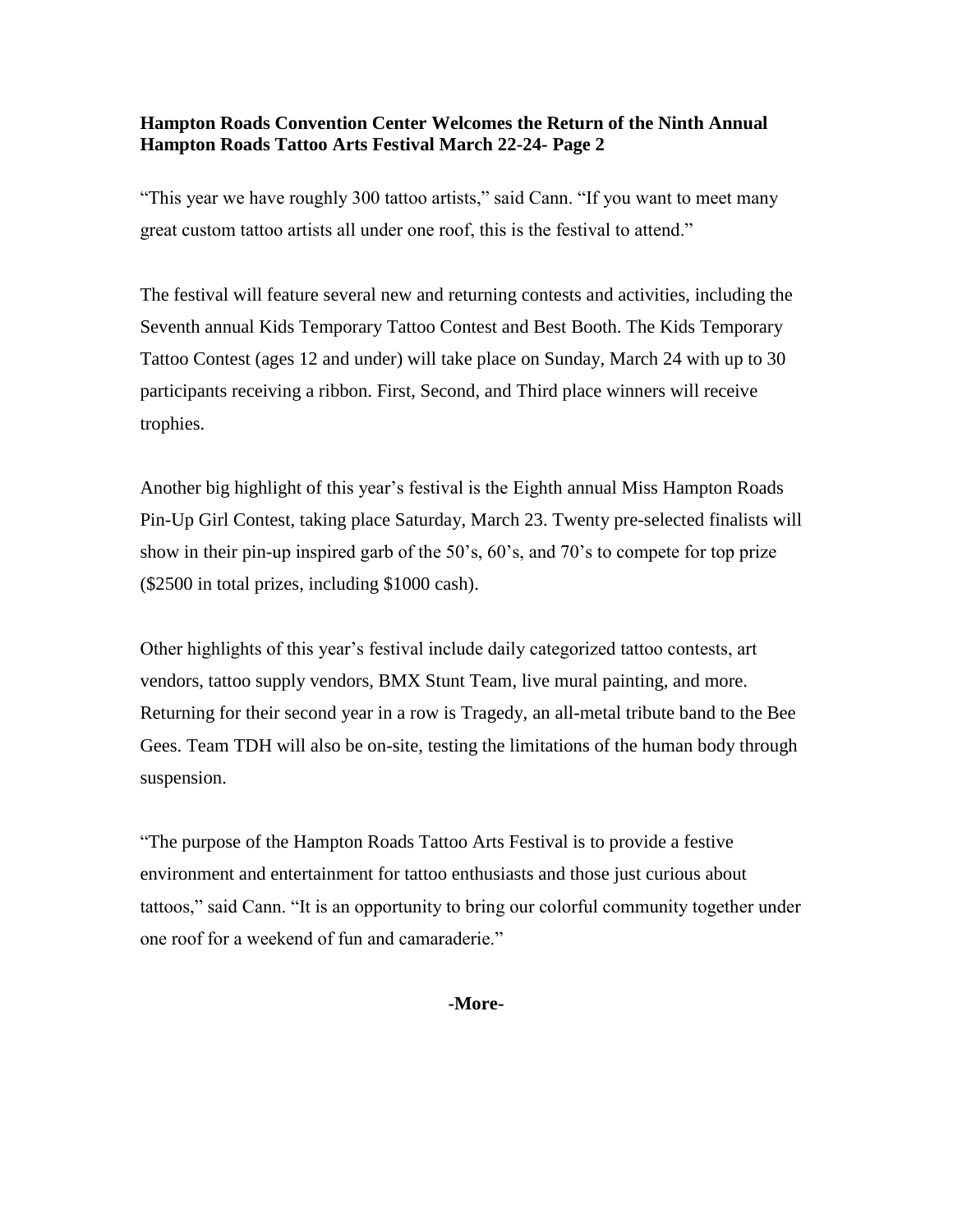**Hampton Roads Convention Center Welcomes the Return of the Ninth Annual Hampton Roads Tattoo Arts Festival March 22-24- Page 2**

"This year we have roughly 300 tattoo artists," said Cann. "If you want to meet many great custom tattoo artists all under one roof, this is the festival to attend."

The festival will feature several new and returning contests and activities, including the Seventh annual Kids Temporary Tattoo Contest and Best Booth. The Kids Temporary Tattoo Contest (ages 12 and under) will take place on Sunday, March 24 with up to 30 participants receiving a ribbon. First, Second, and Third place winners will receive trophies.

Another big highlight of this year's festival is the Eighth annual Miss Hampton Roads Pin-Up Girl Contest, taking place Saturday, March 23. Twenty pre-selected finalists will show in their pin-up inspired garb of the 50's, 60's, and 70's to compete for top prize ($2500 in total prizes, including $1000 cash).

Other highlights of this year's festival include daily categorized tattoo contests, art vendors, tattoo supply vendors, BMX Stunt Team, live mural painting, and more. Returning for their second year in a row is Tragedy, an all-metal tribute band to the Bee Gees. Team TDH will also be on-site, testing the limitations of the human body through suspension.

"The purpose of the Hampton Roads Tattoo Arts Festival is to provide a festive environment and entertainment for tattoo enthusiasts and those just curious about tattoos," said Cann. "It is an opportunity to bring our colorful community together under one roof for a weekend of fun and camaraderie."

**-More-**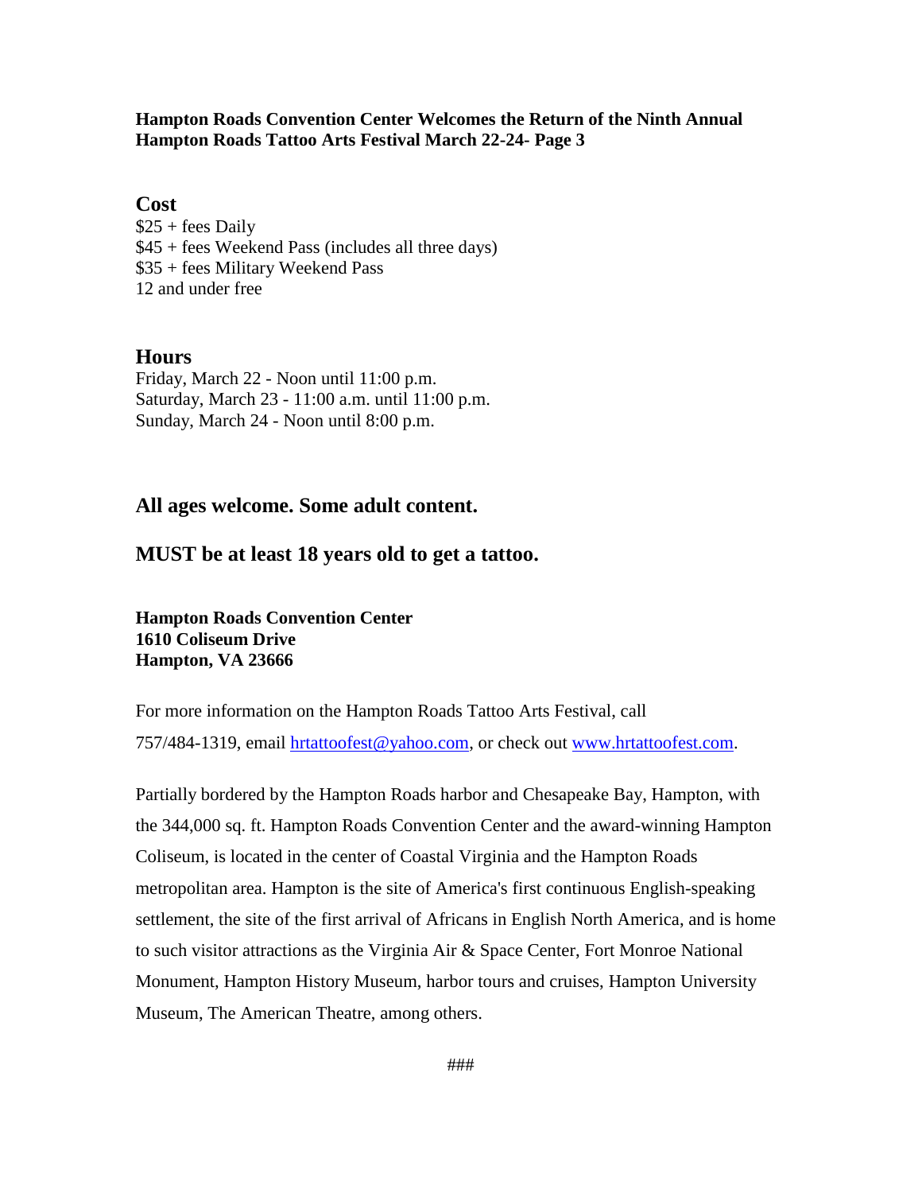**Hampton Roads Convention Center Welcomes the Return of the Ninth Annual Hampton Roads Tattoo Arts Festival March 22-24- Page 3**

## Cost

$25 + fees Daily
$45 + fees Weekend Pass (includes all three days)
$35 + fees Military Weekend Pass
12 and under free

## Hours

Friday, March 22 - Noon until 11:00 p.m.
Saturday, March 23 - 11:00 a.m. until 11:00 p.m.
Sunday, March 24 - Noon until 8:00 p.m.

### All ages welcome. Some adult content.

### MUST be at least 18 years old to get a tattoo.

**Hampton Roads Convention Center**
**1610 Coliseum Drive**
**Hampton, VA 23666**

For more information on the Hampton Roads Tattoo Arts Festival, call 757/484-1319, email hrtattoofest@yahoo.com, or check out www.hrtattoofest.com.

Partially bordered by the Hampton Roads harbor and Chesapeake Bay, Hampton, with the 344,000 sq. ft. Hampton Roads Convention Center and the award-winning Hampton Coliseum, is located in the center of Coastal Virginia and the Hampton Roads metropolitan area. Hampton is the site of America's first continuous English-speaking settlement, the site of the first arrival of Africans in English North America, and is home to such visitor attractions as the Virginia Air & Space Center, Fort Monroe National Monument, Hampton History Museum, harbor tours and cruises, Hampton University Museum, The American Theatre, among others.

###